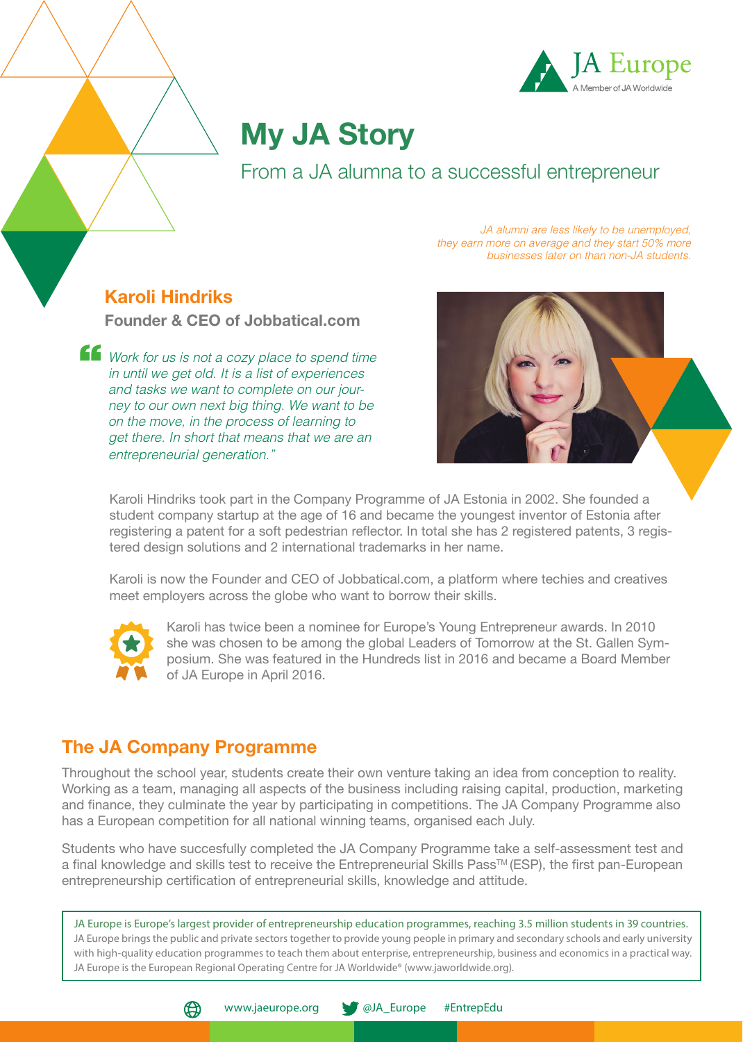JA Europe
A Member of JA Worldwide

# My JA Story

## From a JA alumna to a successful entrepreneur

*JA alumni are less likely to be unemployed, they earn more on average and they start 50% more businesses later on than non-JA students.*

### Karoli Hindriks

**Founder & CEO of Jobbatical.com**

> *"Work for us is not a cozy place to spend time in until we get old. It is a list of experiences and tasks we want to complete on our journey to our own next big thing. We want to be on the move, in the process of learning to get there. In short that means that we are an entrepreneurial generation."*

Karoli Hindriks took part in the Company Programme of JA Estonia in 2002. She founded a student company startup at the age of 16 and became the youngest inventor of Estonia after registering a patent for a soft pedestrian reflector. In total she has 2 registered patents, 3 registered design solutions and 2 international trademarks in her name.

Karoli is now the Founder and CEO of Jobbatical.com, a platform where techies and creatives meet employers across the globe who want to borrow their skills.

Karoli has twice been a nominee for Europe's Young Entrepreneur awards. In 2010 she was chosen to be among the global Leaders of Tomorrow at the St. Gallen Symposium. She was featured in the Hundreds list in 2016 and became a Board Member of JA Europe in April 2016.

## The JA Company Programme

Throughout the school year, students create their own venture taking an idea from conception to reality. Working as a team, managing all aspects of the business including raising capital, production, marketing and finance, they culminate the year by participating in competitions. The JA Company Programme also has a European competition for all national winning teams, organised each July.

Students who have succesfully completed the JA Company Programme take a self-assessment test and a final knowledge and skills test to receive the Entrepreneurial Skills Pass™ (ESP), the first pan-European entrepreneurship certification of entrepreneurial skills, knowledge and attitude.

JA Europe is Europe's largest provider of entrepreneurship education programmes, reaching 3.5 million students in 39 countries. JA Europe brings the public and private sectors together to provide young people in primary and secondary schools and early university with high-quality education programmes to teach them about enterprise, entrepreneurship, business and economics in a practical way. JA Europe is the European Regional Operating Centre for JA Worldwide® (www.jaworldwide.org).

www.jaeurope.org @JA_Europe #EntrepEdu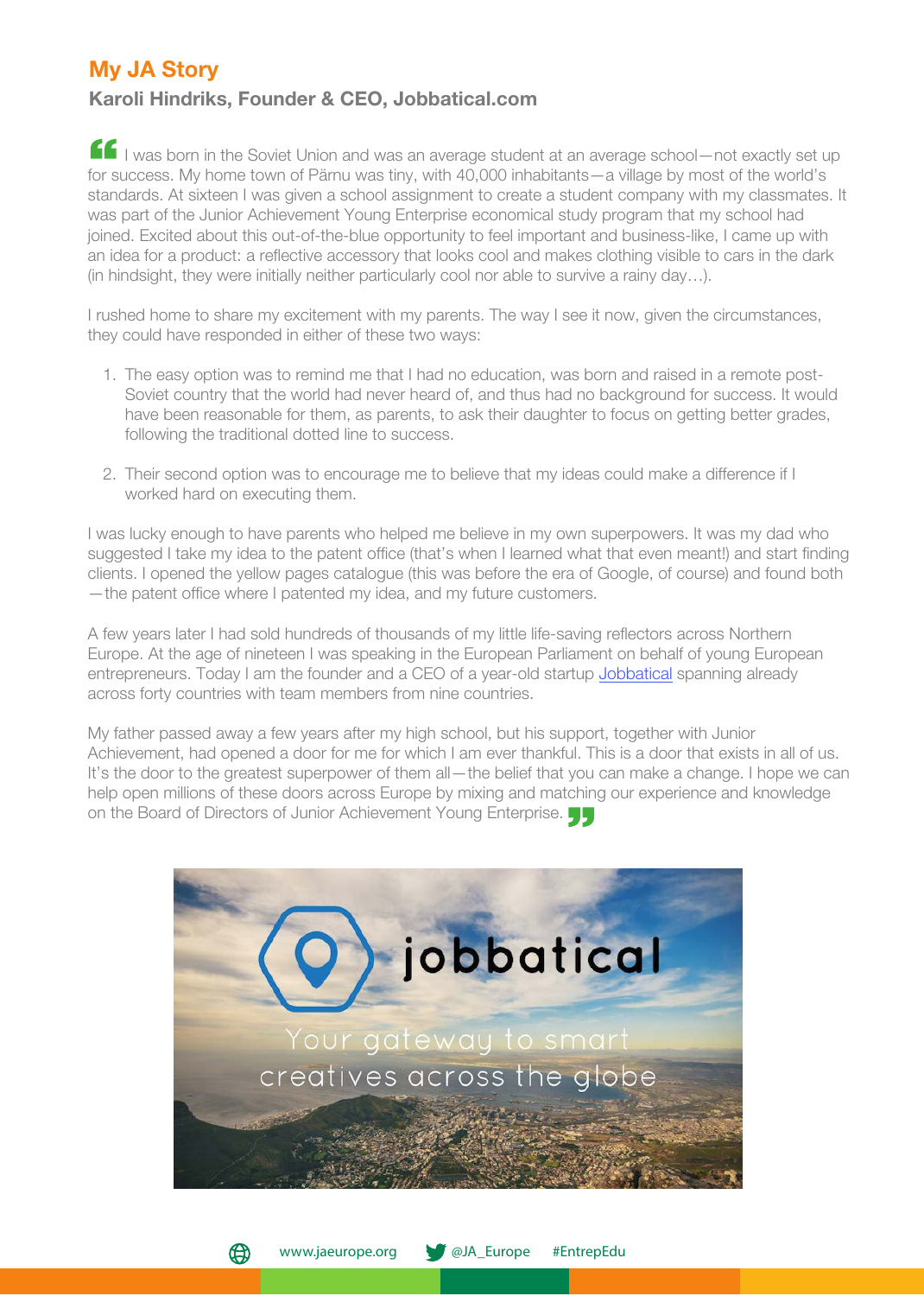## My JA Story

### Karoli Hindriks, Founder & CEO, Jobbatical.com

“I was born in the Soviet Union and was an average student at an average school—not exactly set up for success. My home town of Pärnu was tiny, with 40,000 inhabitants—a village by most of the world's standards. At sixteen I was given a school assignment to create a student company with my classmates. It was part of the Junior Achievement Young Enterprise economical study program that my school had joined. Excited about this out-of-the-blue opportunity to feel important and business-like, I came up with an idea for a product: a reflective accessory that looks cool and makes clothing visible to cars in the dark (in hindsight, they were initially neither particularly cool nor able to survive a rainy day…).

I rushed home to share my excitement with my parents. The way I see it now, given the circumstances, they could have responded in either of these two ways:

1. The easy option was to remind me that I had no education, was born and raised in a remote post-Soviet country that the world had never heard of, and thus had no background for success. It would have been reasonable for them, as parents, to ask their daughter to focus on getting better grades, following the traditional dotted line to success.
2. Their second option was to encourage me to believe that my ideas could make a difference if I worked hard on executing them.

I was lucky enough to have parents who helped me believe in my own superpowers. It was my dad who suggested I take my idea to the patent office (that's when I learned what that even meant!) and start finding clients. I opened the yellow pages catalogue (this was before the era of Google, of course) and found both—the patent office where I patented my idea, and my future customers.

A few years later I had sold hundreds of thousands of my little life-saving reflectors across Northern Europe. At the age of nineteen I was speaking in the European Parliament on behalf of young European entrepreneurs. Today I am the founder and a CEO of a year-old startup Jobbatical spanning already across forty countries with team members from nine countries.

My father passed away a few years after my high school, but his support, together with Junior Achievement, had opened a door for me for which I am ever thankful. This is a door that exists in all of us. It's the door to the greatest superpower of them all—the belief that you can make a change. I hope we can help open millions of these doors across Europe by mixing and matching our experience and knowledge on the Board of Directors of Junior Achievement Young Enterprise.”

jobbatical

Your gateway to smart creatives across the globe

www.jaeurope.org @JA_Europe #EntrepEdu